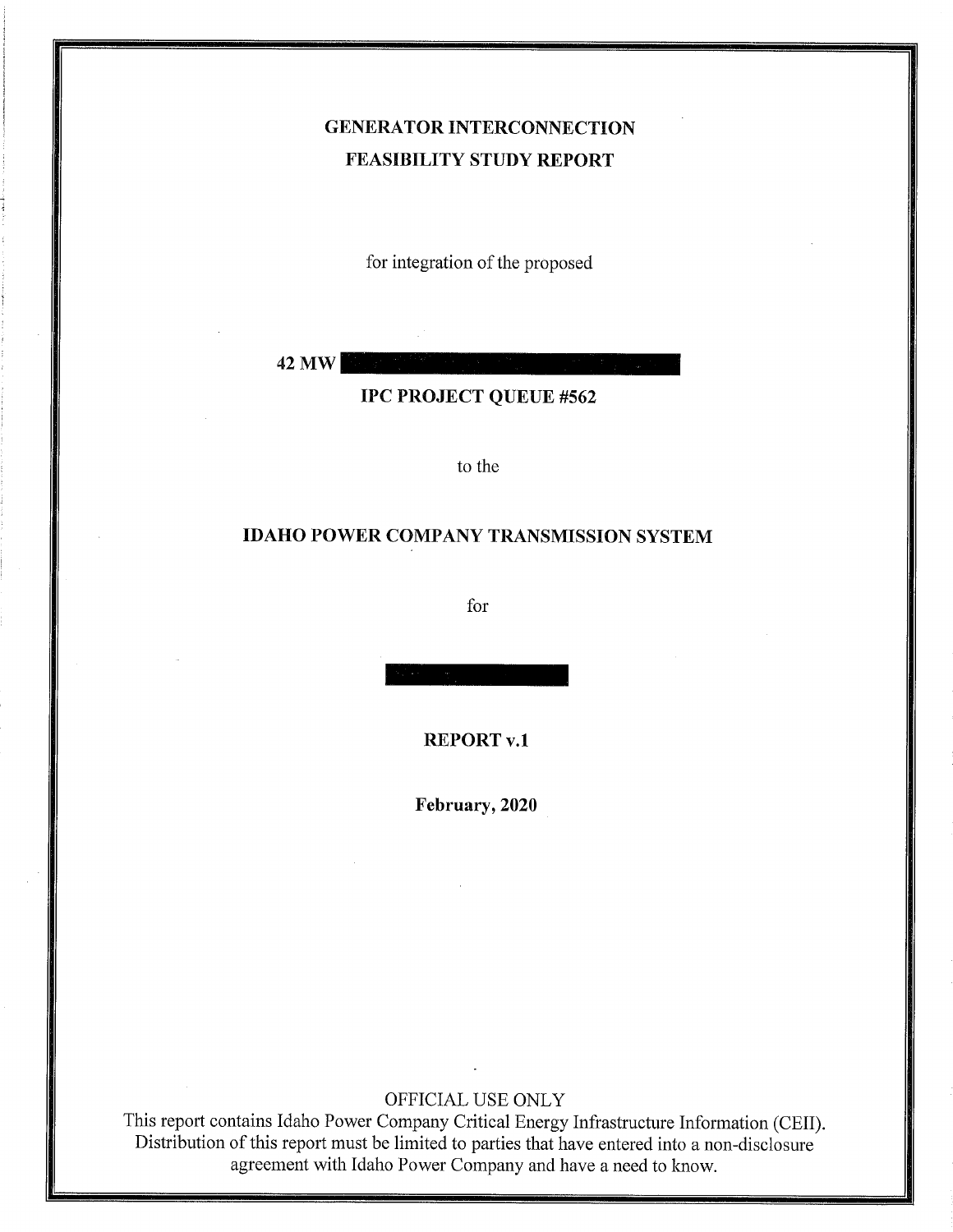# GENERATOR INTERCONNECTION FEASIBILITY STUDY REPORT

for integration of the proposed

**42 MW** 

**IPC PROJECT QUEUE #562**

to the

**IDAHO POWER COMPANY TRANSMISSION SYSTEM**

for

**REPORT v.1**

**February, 2020**

OFFICIAL USE ONLY

This report contains Idaho Power Company Critical Energy Infrastructure Information (CEII). Distribution of this report must be limited to parties that have entered into a non-disclosure agreement with Idaho Power Company and have a need to know.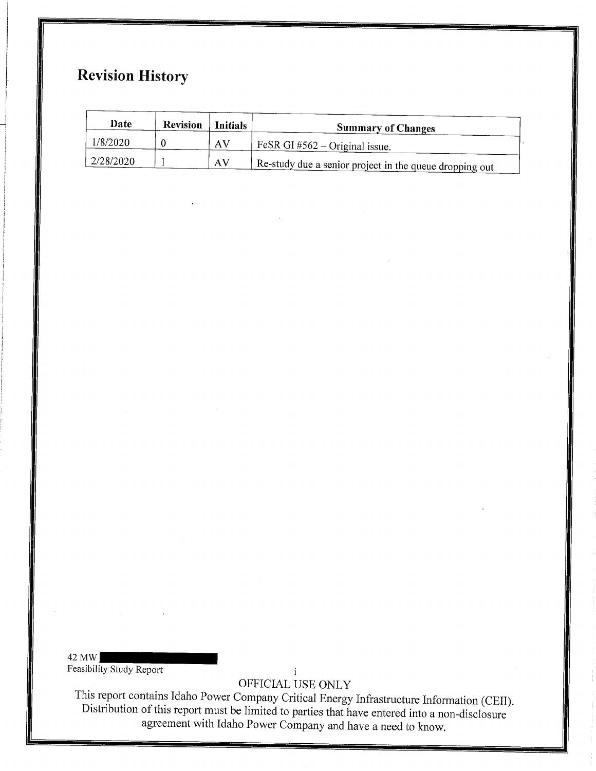# Revision History

| Date | Revision | Initials | Summary of Changes |
|---|---|---|---|
| 1/8/2020 | 0 | AV | FeSR GI #562 – Original issue. |
| 2/28/2020 | 1 | AV | Re-study due a senior project in the queue dropping out |

42 MW
Feasibility Study Report

OFFICIAL USE ONLY
This report contains Idaho Power Company Critical Energy Infrastructure Information (CEII). Distribution of this report must be limited to parties that have entered into a non-disclosure agreement with Idaho Power Company and have a need to know.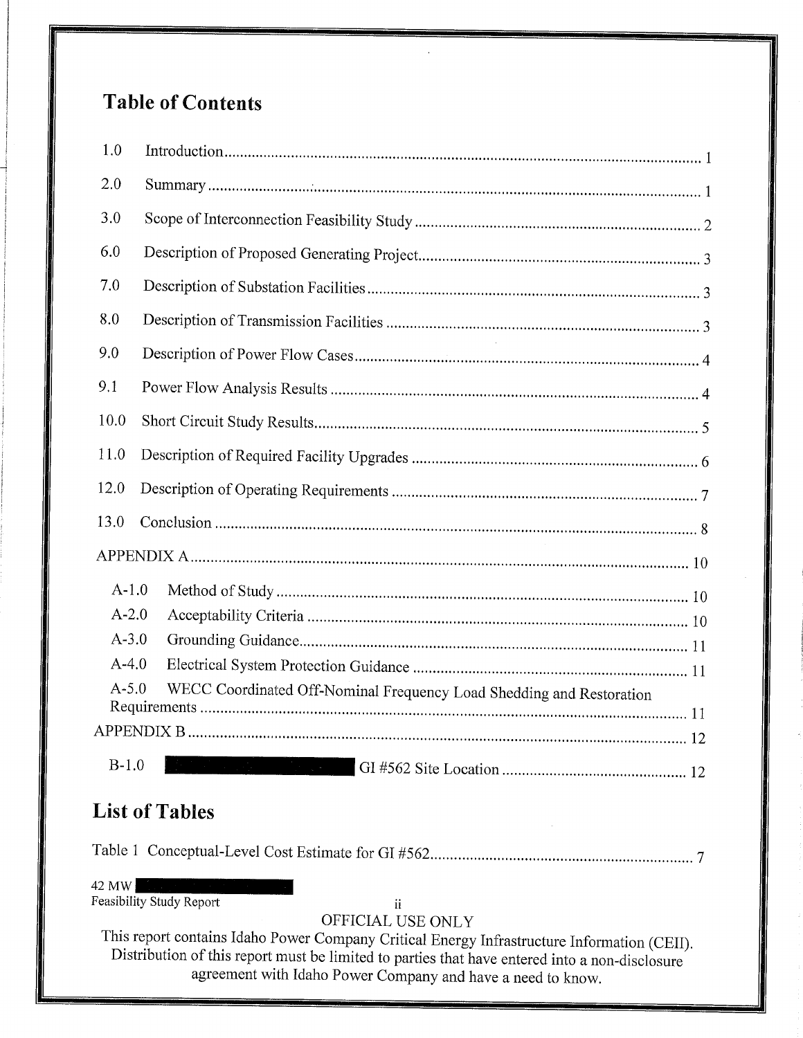# Table of Contents

1.0 Introduction ........ 1

2.0 Summary ........ 1

3.0 Scope of Interconnection Feasibility Study ........ 2

6.0 Description of Proposed Generating Project ........ 3

7.0 Description of Substation Facilities ........ 3

8.0 Description of Transmission Facilities ........ 3

9.0 Description of Power Flow Cases ........ 4

9.1 Power Flow Analysis Results ........ 4

10.0 Short Circuit Study Results ........ 5

11.0 Description of Required Facility Upgrades ........ 6

12.0 Description of Operating Requirements ........ 7

13.0 Conclusion ........ 8

APPENDIX A ........ 10

- A-1.0 Method of Study ........ 10
- A-2.0 Acceptability Criteria ........ 10
- A-3.0 Grounding Guidance ........ 11
- A-4.0 Electrical System Protection Guidance ........ 11
- A-5.0 WECC Coordinated Off-Nominal Frequency Load Shedding and Restoration Requirements ........ 11

APPENDIX B ........ 12

- B-1.0 [REDACTED] GI #562 Site Location ........ 12

# List of Tables

Table 1 Conceptual-Level Cost Estimate for GI #562 ........ 7

42 MW [REDACTED]
Feasibility Study Report

OFFICIAL USE ONLY
This report contains Idaho Power Company Critical Energy Infrastructure Information (CEII). Distribution of this report must be limited to parties that have entered into a non-disclosure agreement with Idaho Power Company and have a need to know.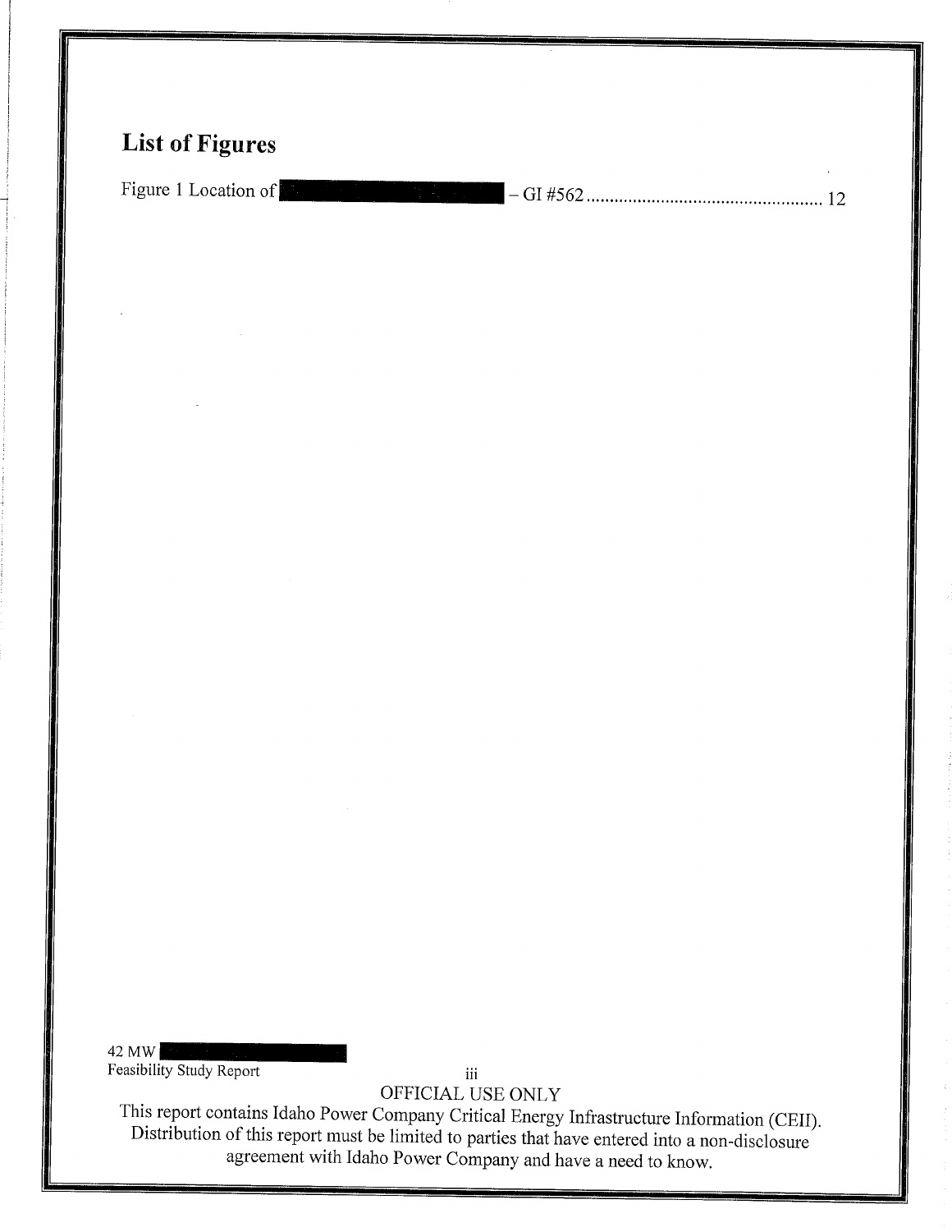## List of Figures

Figure 1 Location of [REDACTED] – GI #562 .................................................. 12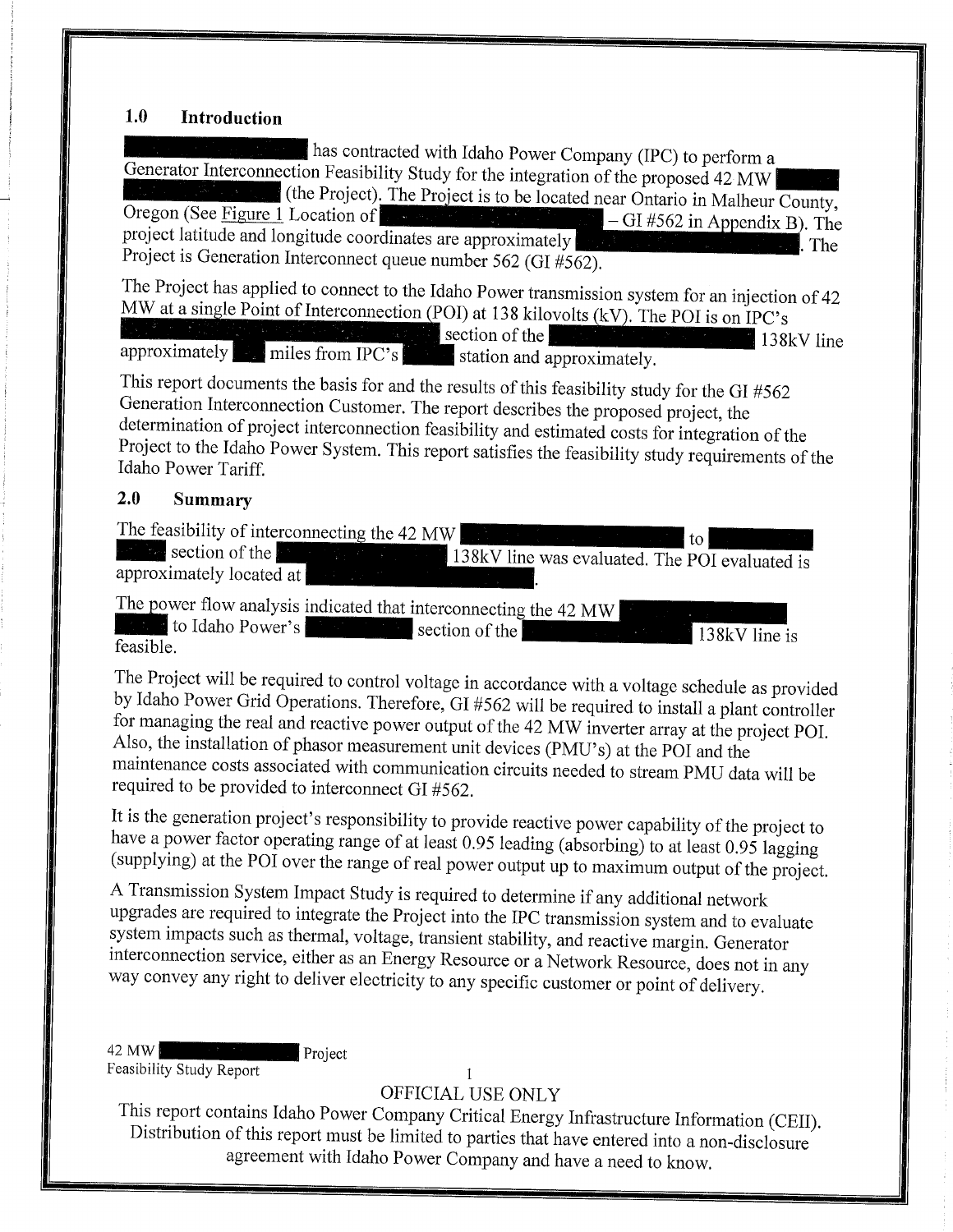## 1.0 Introduction

[REDACTED] has contracted with Idaho Power Company (IPC) to perform a Generator Interconnection Feasibility Study for the integration of the proposed 42 MW [REDACTED] (the Project). The Project is to be located near Ontario in Malheur County, Oregon (See Figure 1 Location of [REDACTED] – GI #562 in Appendix B). The project latitude and longitude coordinates are approximately [REDACTED]. The Project is Generation Interconnect queue number 562 (GI #562).

The Project has applied to connect to the Idaho Power transmission system for an injection of 42 MW at a single Point of Interconnection (POI) at 138 kilovolts (kV). The POI is on IPC's [REDACTED] section of the [REDACTED] 138kV line approximately [REDACTED] miles from IPC's [REDACTED] station and approximately.

This report documents the basis for and the results of this feasibility study for the GI #562 Generation Interconnection Customer. The report describes the proposed project, the determination of project interconnection feasibility and estimated costs for integration of the Project to the Idaho Power System. This report satisfies the feasibility study requirements of the Idaho Power Tariff.

## 2.0 Summary

The feasibility of interconnecting the 42 MW [REDACTED] to [REDACTED] section of the [REDACTED] 138kV line was evaluated. The POI evaluated is approximately located at [REDACTED].

The power flow analysis indicated that interconnecting the 42 MW [REDACTED] to Idaho Power's [REDACTED] section of the [REDACTED] 138kV line is feasible.

The Project will be required to control voltage in accordance with a voltage schedule as provided by Idaho Power Grid Operations. Therefore, GI #562 will be required to install a plant controller for managing the real and reactive power output of the 42 MW inverter array at the project POI. Also, the installation of phasor measurement unit devices (PMU's) at the POI and the maintenance costs associated with communication circuits needed to stream PMU data will be required to be provided to interconnect GI #562.

It is the generation project's responsibility to provide reactive power capability of the project to have a power factor operating range of at least 0.95 leading (absorbing) to at least 0.95 lagging (supplying) at the POI over the range of real power output up to maximum output of the project.

A Transmission System Impact Study is required to determine if any additional network upgrades are required to integrate the Project into the IPC transmission system and to evaluate system impacts such as thermal, voltage, transient stability, and reactive margin. Generator interconnection service, either as an Energy Resource or a Network Resource, does not in any way convey any right to deliver electricity to any specific customer or point of delivery.

OFFICIAL USE ONLY

This report contains Idaho Power Company Critical Energy Infrastructure Information (CEII). Distribution of this report must be limited to parties that have entered into a non-disclosure agreement with Idaho Power Company and have a need to know.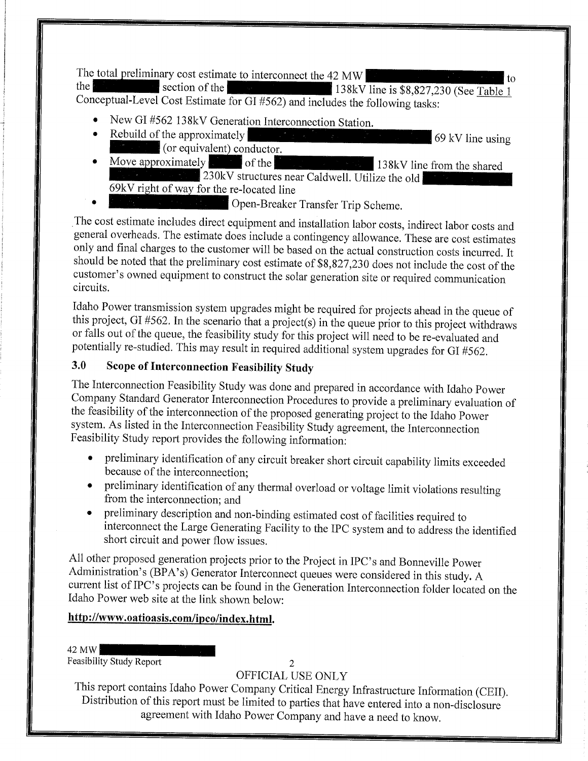The total preliminary cost estimate to interconnect the 42 MW [REDACTED] to the [REDACTED] section of the [REDACTED] 138kV line is $8,827,230 (See Table 1 Conceptual-Level Cost Estimate for GI #562) and includes the following tasks:

- New GI #562 138kV Generation Interconnection Station.
- Rebuild of the approximately [REDACTED] 69 kV line using [REDACTED] (or equivalent) conductor.
- Move approximately [REDACTED] of the [REDACTED] 138kV line from the shared [REDACTED] 230kV structures near Caldwell. Utilize the old [REDACTED] 69kV right of way for the re-located line
- [REDACTED] Open-Breaker Transfer Trip Scheme.

The cost estimate includes direct equipment and installation labor costs, indirect labor costs and general overheads. The estimate does include a contingency allowance. These are cost estimates only and final charges to the customer will be based on the actual construction costs incurred. It should be noted that the preliminary cost estimate of $8,827,230 does not include the cost of the customer's owned equipment to construct the solar generation site or required communication circuits.

Idaho Power transmission system upgrades might be required for projects ahead in the queue of this project, GI #562. In the scenario that a project(s) in the queue prior to this project withdraws or falls out of the queue, the feasibility study for this project will need to be re-evaluated and potentially re-studied. This may result in required additional system upgrades for GI #562.

## 3.0 Scope of Interconnection Feasibility Study

The Interconnection Feasibility Study was done and prepared in accordance with Idaho Power Company Standard Generator Interconnection Procedures to provide a preliminary evaluation of the feasibility of the interconnection of the proposed generating project to the Idaho Power system. As listed in the Interconnection Feasibility Study agreement, the Interconnection Feasibility Study report provides the following information:

- preliminary identification of any circuit breaker short circuit capability limits exceeded because of the interconnection;
- preliminary identification of any thermal overload or voltage limit violations resulting from the interconnection; and
- preliminary description and non-binding estimated cost of facilities required to interconnect the Large Generating Facility to the IPC system and to address the identified short circuit and power flow issues.

All other proposed generation projects prior to the Project in IPC's and Bonneville Power Administration's (BPA's) Generator Interconnect queues were considered in this study. A current list of IPC's projects can be found in the Generation Interconnection folder located on the Idaho Power web site at the link shown below:

**http://www.oatioasis.com/ipco/index.html.**

OFFICIAL USE ONLY

This report contains Idaho Power Company Critical Energy Infrastructure Information (CEII). Distribution of this report must be limited to parties that have entered into a non-disclosure agreement with Idaho Power Company and have a need to know.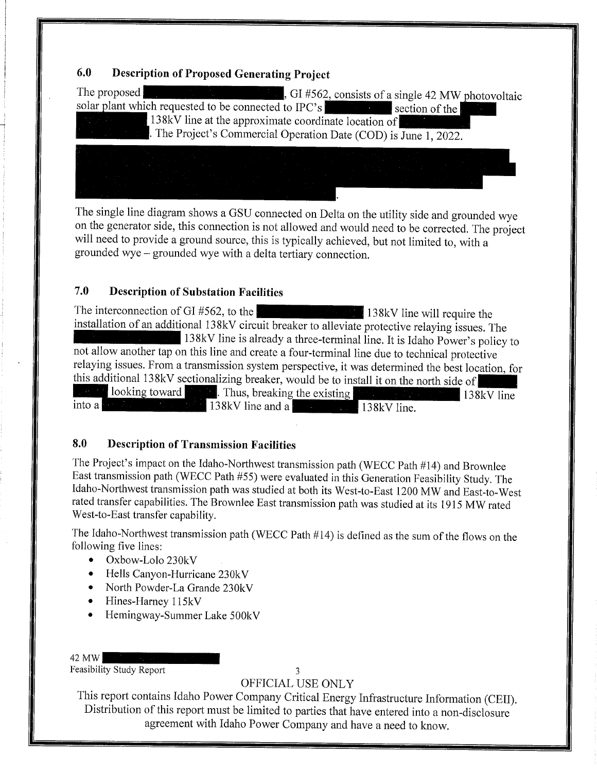## 6.0 Description of Proposed Generating Project

The proposed [REDACTED], GI #562, consists of a single 42 MW photovoltaic solar plant which requested to be connected to IPC's [REDACTED] section of the [REDACTED] 138kV line at the approximate coordinate location of [REDACTED]. The Project's Commercial Operation Date (COD) is June 1, 2022.

[REDACTED].

The single line diagram shows a GSU connected on Delta on the utility side and grounded wye on the generator side, this connection is not allowed and would need to be corrected. The project will need to provide a ground source, this is typically achieved, but not limited to, with a grounded wye – grounded wye with a delta tertiary connection.

## 7.0 Description of Substation Facilities

The interconnection of GI #562, to the [REDACTED] 138kV line will require the installation of an additional 138kV circuit breaker to alleviate protective relaying issues. The [REDACTED] 138kV line is already a three-terminal line. It is Idaho Power's policy to not allow another tap on this line and create a four-terminal line due to technical protective relaying issues. From a transmission system perspective, it was determined the best location, for this additional 138kV sectionalizing breaker, would be to install it on the north side of [REDACTED] looking toward [REDACTED]. Thus, breaking the existing [REDACTED] 138kV line into a [REDACTED] 138kV line and a [REDACTED] 138kV line.

## 8.0 Description of Transmission Facilities

The Project's impact on the Idaho-Northwest transmission path (WECC Path #14) and Brownlee East transmission path (WECC Path #55) were evaluated in this Generation Feasibility Study. The Idaho-Northwest transmission path was studied at both its West-to-East 1200 MW and East-to-West rated transfer capabilities. The Brownlee East transmission path was studied at its 1915 MW rated West-to-East transfer capability.

The Idaho-Northwest transmission path (WECC Path #14) is defined as the sum of the flows on the following five lines:

- Oxbow-Lolo 230kV
- Hells Canyon-Hurricane 230kV
- North Powder-La Grande 230kV
- Hines-Harney 115kV
- Hemingway-Summer Lake 500kV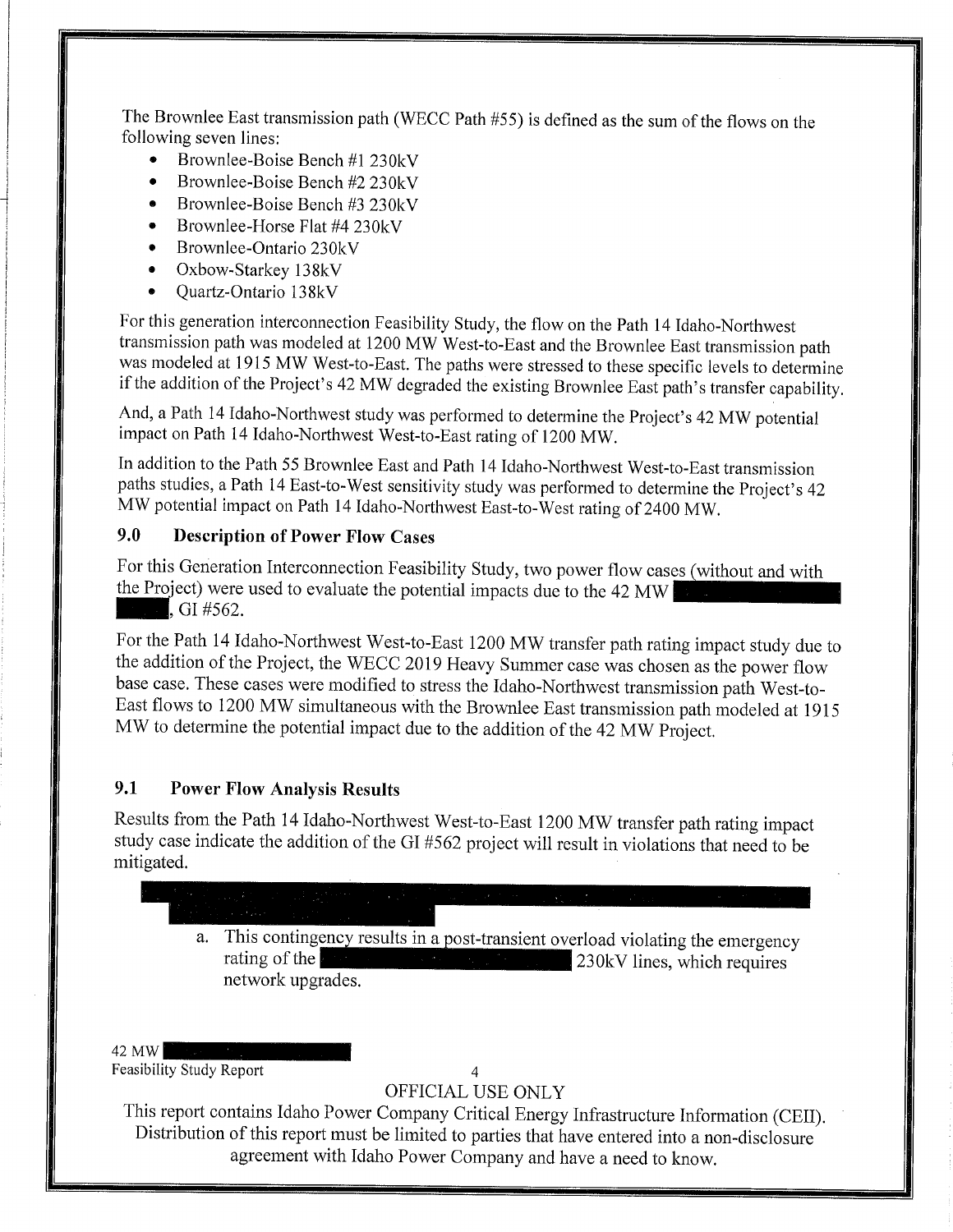The Brownlee East transmission path (WECC Path #55) is defined as the sum of the flows on the following seven lines:

- Brownlee-Boise Bench #1 230kV
- Brownlee-Boise Bench #2 230kV
- Brownlee-Boise Bench #3 230kV
- Brownlee-Horse Flat #4 230kV
- Brownlee-Ontario 230kV
- Oxbow-Starkey 138kV
- Quartz-Ontario 138kV

For this generation interconnection Feasibility Study, the flow on the Path 14 Idaho-Northwest transmission path was modeled at 1200 MW West-to-East and the Brownlee East transmission path was modeled at 1915 MW West-to-East. The paths were stressed to these specific levels to determine if the addition of the Project's 42 MW degraded the existing Brownlee East path's transfer capability.

And, a Path 14 Idaho-Northwest study was performed to determine the Project's 42 MW potential impact on Path 14 Idaho-Northwest West-to-East rating of 1200 MW.

In addition to the Path 55 Brownlee East and Path 14 Idaho-Northwest West-to-East transmission paths studies, a Path 14 East-to-West sensitivity study was performed to determine the Project's 42 MW potential impact on Path 14 Idaho-Northwest East-to-West rating of 2400 MW.

## 9.0 Description of Power Flow Cases

For this Generation Interconnection Feasibility Study, two power flow cases (without and with the Project) were used to evaluate the potential impacts due to the 42 MW [REDACTED], GI #562.

For the Path 14 Idaho-Northwest West-to-East 1200 MW transfer path rating impact study due to the addition of the Project, the WECC 2019 Heavy Summer case was chosen as the power flow base case. These cases were modified to stress the Idaho-Northwest transmission path West-to-East flows to 1200 MW simultaneous with the Brownlee East transmission path modeled at 1915 MW to determine the potential impact due to the addition of the 42 MW Project.

## 9.1 Power Flow Analysis Results

Results from the Path 14 Idaho-Northwest West-to-East 1200 MW transfer path rating impact study case indicate the addition of the GI #562 project will result in violations that need to be mitigated.

[REDACTED]

a. This contingency results in a post-transient overload violating the emergency rating of the [REDACTED] 230kV lines, which requires network upgrades.

OFFICIAL USE ONLY

This report contains Idaho Power Company Critical Energy Infrastructure Information (CEII). Distribution of this report must be limited to parties that have entered into a non-disclosure agreement with Idaho Power Company and have a need to know.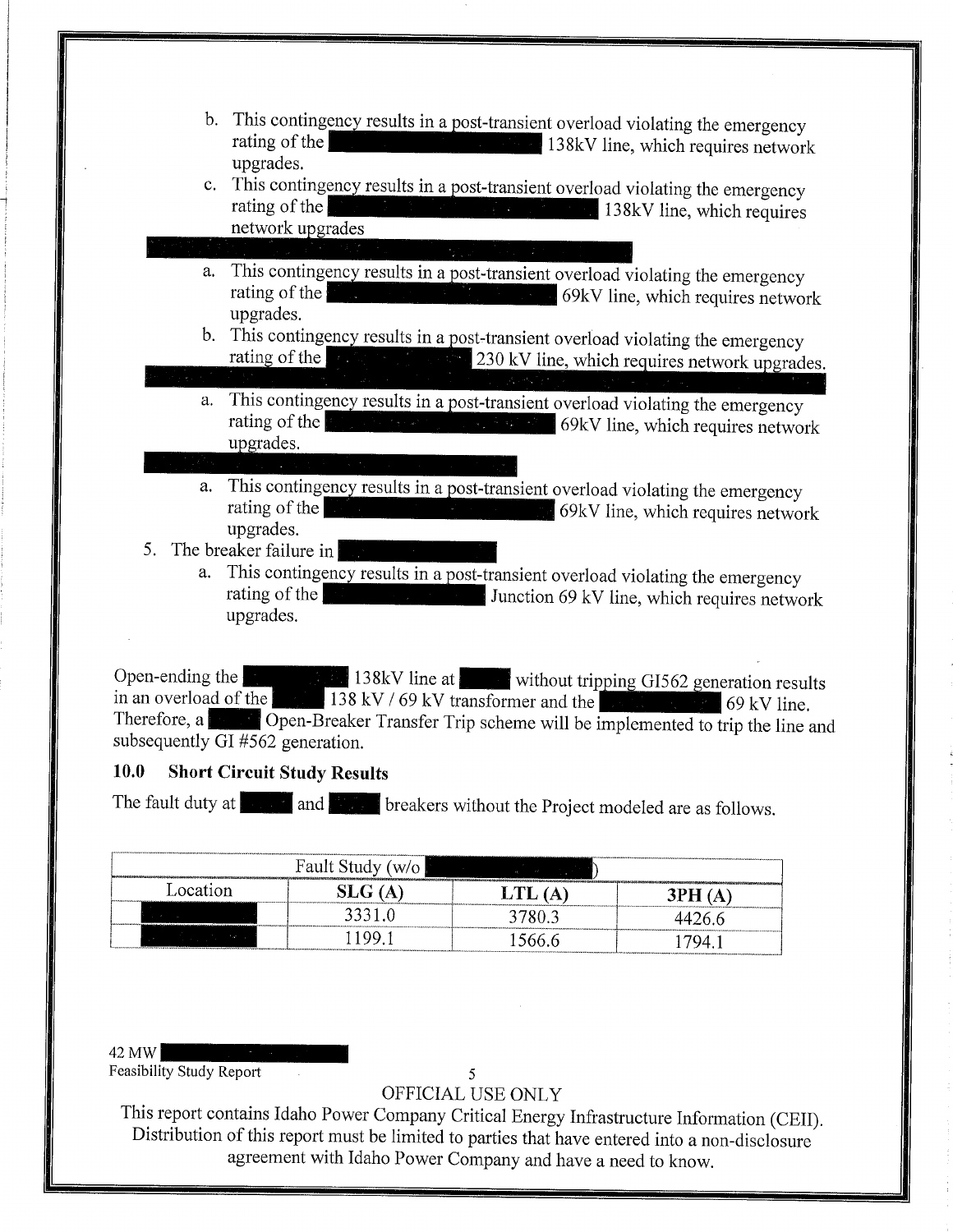b. This contingency results in a post-transient overload violating the emergency rating of the ██████ 138kV line, which requires network upgrades.
   c. This contingency results in a post-transient overload violating the emergency rating of the ██████ 138kV line, which requires network upgrades

██████

   a. This contingency results in a post-transient overload violating the emergency rating of the ██████ 69kV line, which requires network upgrades.
   b. This contingency results in a post-transient overload violating the emergency rating of the ██████ 230 kV line, which requires network upgrades.

██████

   a. This contingency results in a post-transient overload violating the emergency rating of the ██████ 69kV line, which requires network upgrades.

██████

   a. This contingency results in a post-transient overload violating the emergency rating of the ██████ 69kV line, which requires network upgrades.

5. The breaker failure in ██████
   a. This contingency results in a post-transient overload violating the emergency rating of the ██████ Junction 69 kV line, which requires network upgrades.

Open-ending the ██████ 138kV line at ██████ without tripping GI562 generation results in an overload of the ██████ 138 kV / 69 kV transformer and the ██████ 69 kV line. Therefore, a ██████ Open-Breaker Transfer Trip scheme will be implemented to trip the line and subsequently GI #562 generation.

## 10.0 Short Circuit Study Results

The fault duty at ██████ and ██████ breakers without the Project modeled are as follows.

| Fault Study (w/o ██████) | | | |
|---|---|---|---|
| **Location** | **SLG (A)** | **LTL (A)** | **3PH (A)** |
| ██████ | 3331.0 | 3780.3 | 4426.6 |
| ██████ | 1199.1 | 1566.6 | 1794.1 |

OFFICIAL USE ONLY

This report contains Idaho Power Company Critical Energy Infrastructure Information (CEII). Distribution of this report must be limited to parties that have entered into a non-disclosure agreement with Idaho Power Company and have a need to know.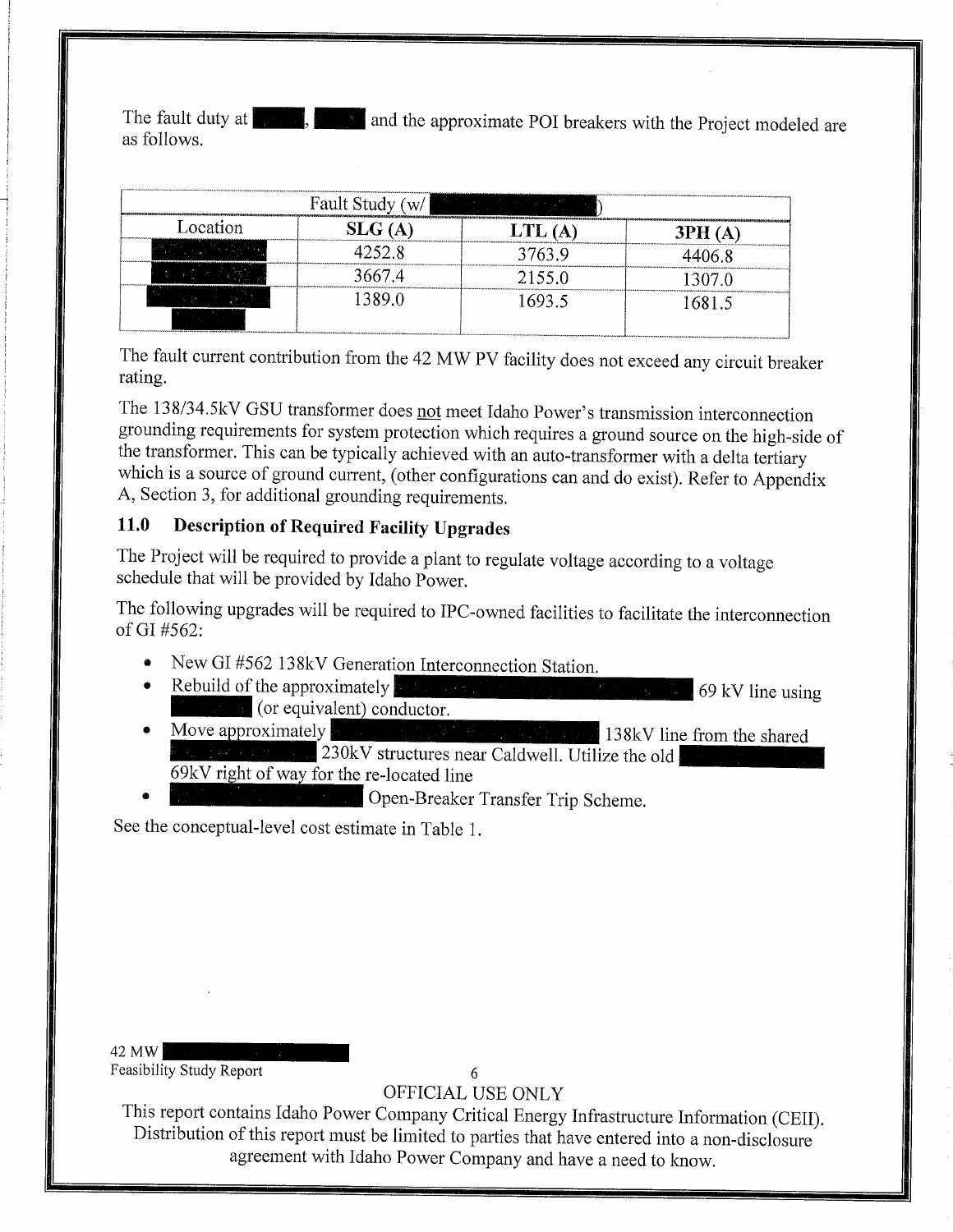The fault duty at ██████, ██████ and the approximate POI breakers with the Project modeled are as follows.

| Fault Study (w/ ██████████) | | | |
|---|---|---|---|
| Location | **SLG (A)** | **LTL (A)** | **3PH (A)** |
| ██████ | 4252.8 | 3763.9 | 4406.8 |
| ██████ | 3667.4 | 2155.0 | 1307.0 |
| ██████ ██████ | 1389.0 | 1693.5 | 1681.5 |

The fault current contribution from the 42 MW PV facility does not exceed any circuit breaker rating.

The 138/34.5kV GSU transformer does not meet Idaho Power's transmission interconnection grounding requirements for system protection which requires a ground source on the high-side of the transformer. This can be typically achieved with an auto-transformer with a delta tertiary which is a source of ground current, (other configurations can and do exist). Refer to Appendix A, Section 3, for additional grounding requirements.

## 11.0 Description of Required Facility Upgrades

The Project will be required to provide a plant to regulate voltage according to a voltage schedule that will be provided by Idaho Power.

The following upgrades will be required to IPC-owned facilities to facilitate the interconnection of GI #562:

- New GI #562 138kV Generation Interconnection Station.
- Rebuild of the approximately ██████████ 69 kV line using ██████ (or equivalent) conductor.
- Move approximately ██████████ 138kV line from the shared ██████ 230kV structures near Caldwell. Utilize the old ██████ 69kV right of way for the re-located line
- ██████████ Open-Breaker Transfer Trip Scheme.

See the conceptual-level cost estimate in Table 1.

42 MW ██████████
Feasibility Study Report

OFFICIAL USE ONLY

This report contains Idaho Power Company Critical Energy Infrastructure Information (CEII). Distribution of this report must be limited to parties that have entered into a non-disclosure agreement with Idaho Power Company and have a need to know.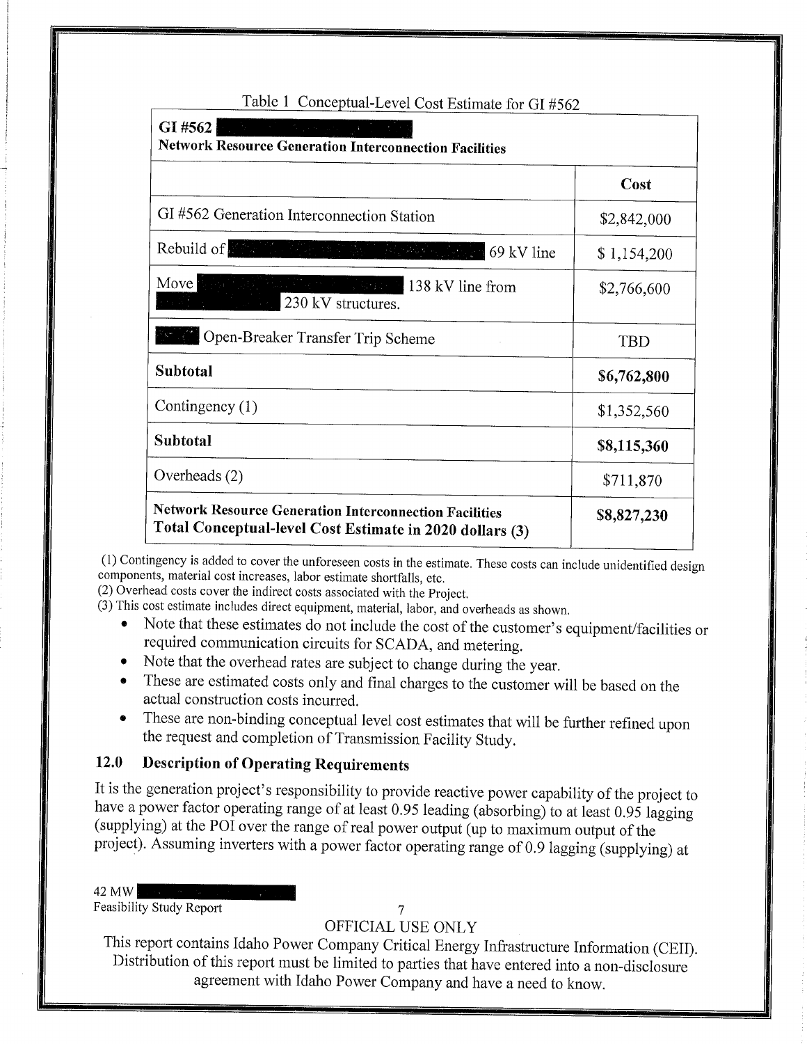Table 1 Conceptual-Level Cost Estimate for GI #562

| GI #562 ███<br>**Network Resource Generation Interconnection Facilities** | |
|---|---|
| | **Cost** |
| GI #562 Generation Interconnection Station | $2,842,000 |
| Rebuild of ███ 69 kV line | $ 1,154,200 |
| Move ███ 138 kV line from ███ 230 kV structures. | $2,766,600 |
| ███ Open-Breaker Transfer Trip Scheme | TBD |
| **Subtotal** | **$6,762,800** |
| Contingency (1) | $1,352,560 |
| **Subtotal** | **$8,115,360** |
| Overheads (2) | $711,870 |
| **Network Resource Generation Interconnection Facilities Total Conceptual-level Cost Estimate in 2020 dollars (3)** | **$8,827,230** |

(1) Contingency is added to cover the unforeseen costs in the estimate. These costs can include unidentified design components, material cost increases, labor estimate shortfalls, etc.
(2) Overhead costs cover the indirect costs associated with the Project.
(3) This cost estimate includes direct equipment, material, labor, and overheads as shown.

- Note that these estimates do not include the cost of the customer's equipment/facilities or required communication circuits for SCADA, and metering.
- Note that the overhead rates are subject to change during the year.
- These are estimated costs only and final charges to the customer will be based on the actual construction costs incurred.
- These are non-binding conceptual level cost estimates that will be further refined upon the request and completion of Transmission Facility Study.

## 12.0 Description of Operating Requirements

It is the generation project's responsibility to provide reactive power capability of the project to have a power factor operating range of at least 0.95 leading (absorbing) to at least 0.95 lagging (supplying) at the POI over the range of real power output (up to maximum output of the project). Assuming inverters with a power factor operating range of 0.9 lagging (supplying) at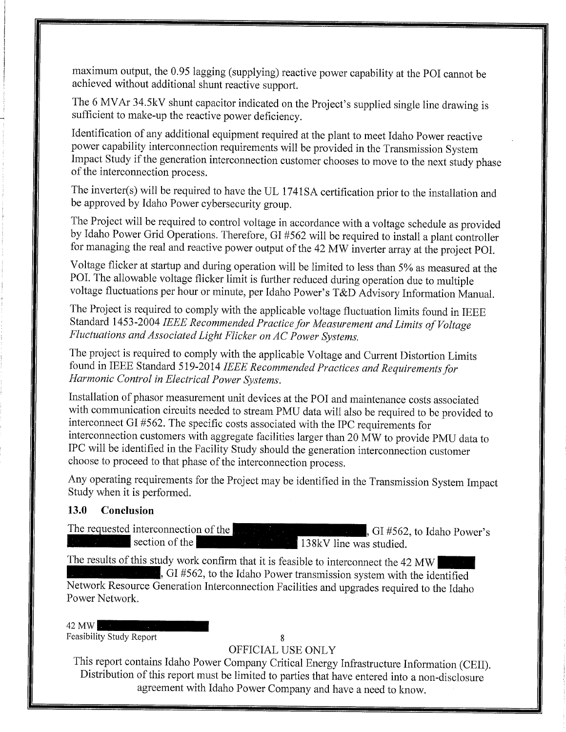maximum output, the 0.95 lagging (supplying) reactive power capability at the POI cannot be achieved without additional shunt reactive support.

The 6 MVAr 34.5kV shunt capacitor indicated on the Project's supplied single line drawing is sufficient to make-up the reactive power deficiency.

Identification of any additional equipment required at the plant to meet Idaho Power reactive power capability interconnection requirements will be provided in the Transmission System Impact Study if the generation interconnection customer chooses to move to the next study phase of the interconnection process.

The inverter(s) will be required to have the UL 1741SA certification prior to the installation and be approved by Idaho Power cybersecurity group.

The Project will be required to control voltage in accordance with a voltage schedule as provided by Idaho Power Grid Operations. Therefore, GI #562 will be required to install a plant controller for managing the real and reactive power output of the 42 MW inverter array at the project POI.

Voltage flicker at startup and during operation will be limited to less than 5% as measured at the POI. The allowable voltage flicker limit is further reduced during operation due to multiple voltage fluctuations per hour or minute, per Idaho Power's T&D Advisory Information Manual.

The Project is required to comply with the applicable voltage fluctuation limits found in IEEE Standard 1453-2004 *IEEE Recommended Practice for Measurement and Limits of Voltage Fluctuations and Associated Light Flicker on AC Power Systems.*

The project is required to comply with the applicable Voltage and Current Distortion Limits found in IEEE Standard 519-2014 *IEEE Recommended Practices and Requirements for Harmonic Control in Electrical Power Systems.*

Installation of phasor measurement unit devices at the POI and maintenance costs associated with communication circuits needed to stream PMU data will also be required to be provided to interconnect GI #562. The specific costs associated with the IPC requirements for interconnection customers with aggregate facilities larger than 20 MW to provide PMU data to IPC will be identified in the Facility Study should the generation interconnection customer choose to proceed to that phase of the interconnection process.

Any operating requirements for the Project may be identified in the Transmission System Impact Study when it is performed.

## 13.0 Conclusion

The requested interconnection of the [REDACTED], GI #562, to Idaho Power's [REDACTED] section of the [REDACTED] 138kV line was studied.

The results of this study work confirm that it is feasible to interconnect the 42 MW [REDACTED], GI #562, to the Idaho Power transmission system with the identified Network Resource Generation Interconnection Facilities and upgrades required to the Idaho Power Network.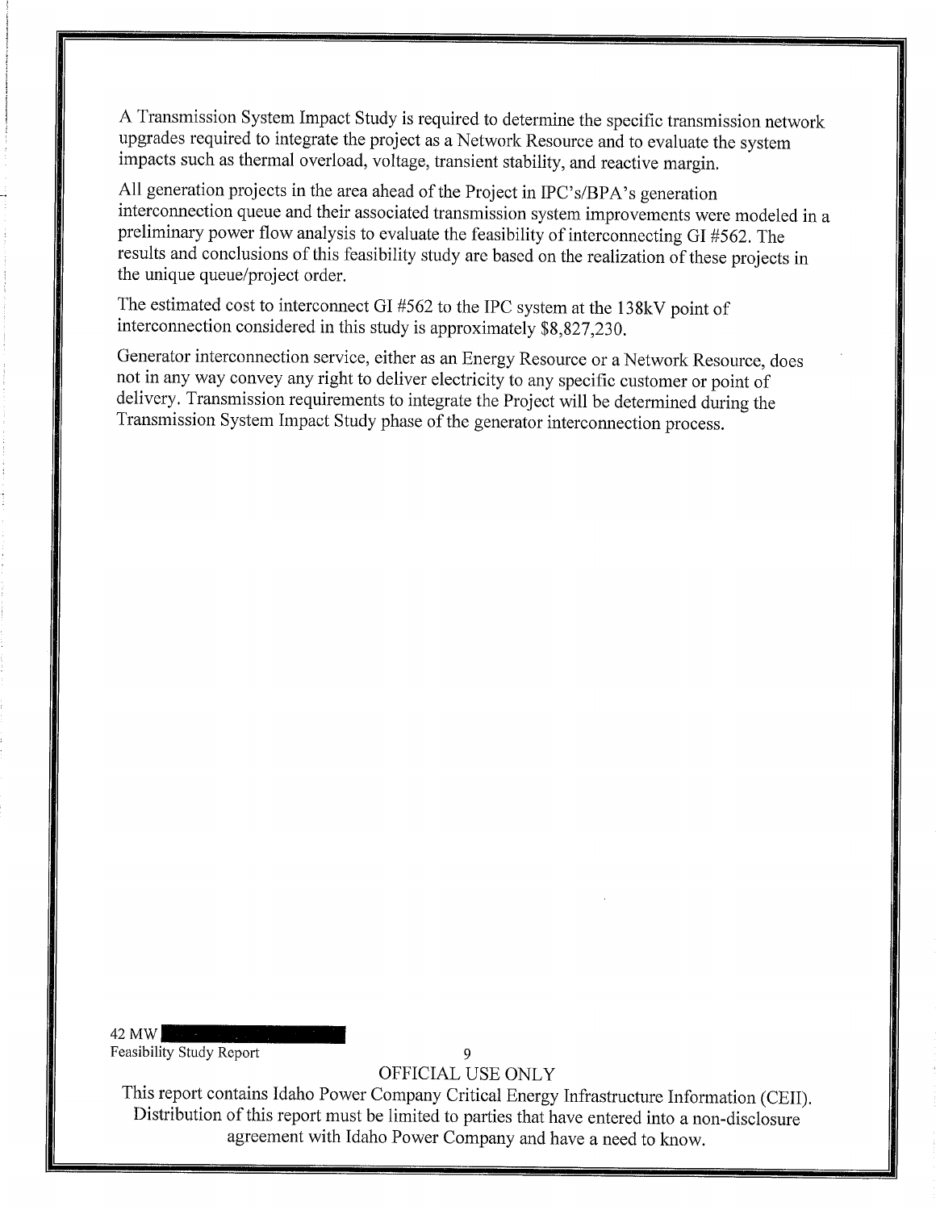A Transmission System Impact Study is required to determine the specific transmission network upgrades required to integrate the project as a Network Resource and to evaluate the system impacts such as thermal overload, voltage, transient stability, and reactive margin.

All generation projects in the area ahead of the Project in IPC's/BPA's generation interconnection queue and their associated transmission system improvements were modeled in a preliminary power flow analysis to evaluate the feasibility of interconnecting GI #562. The results and conclusions of this feasibility study are based on the realization of these projects in the unique queue/project order.

The estimated cost to interconnect GI #562 to the IPC system at the 138kV point of interconnection considered in this study is approximately $8,827,230.

Generator interconnection service, either as an Energy Resource or a Network Resource, does not in any way convey any right to deliver electricity to any specific customer or point of delivery. Transmission requirements to integrate the Project will be determined during the Transmission System Impact Study phase of the generator interconnection process.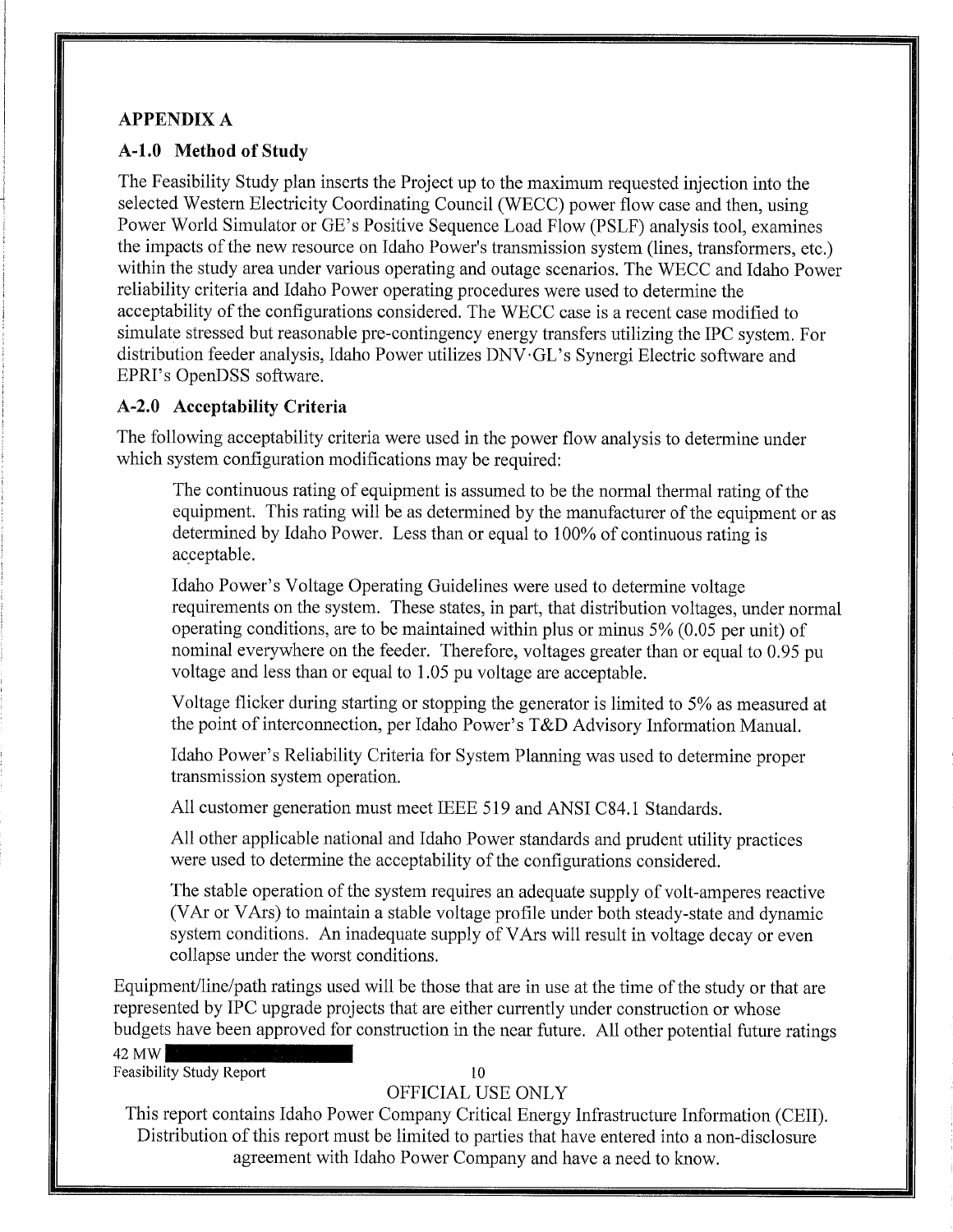## APPENDIX A

### A-1.0 Method of Study

The Feasibility Study plan inserts the Project up to the maximum requested injection into the selected Western Electricity Coordinating Council (WECC) power flow case and then, using Power World Simulator or GE's Positive Sequence Load Flow (PSLF) analysis tool, examines the impacts of the new resource on Idaho Power's transmission system (lines, transformers, etc.) within the study area under various operating and outage scenarios. The WECC and Idaho Power reliability criteria and Idaho Power operating procedures were used to determine the acceptability of the configurations considered. The WECC case is a recent case modified to simulate stressed but reasonable pre-contingency energy transfers utilizing the IPC system. For distribution feeder analysis, Idaho Power utilizes DNV·GL's Synergi Electric software and EPRI's OpenDSS software.

### A-2.0 Acceptability Criteria

The following acceptability criteria were used in the power flow analysis to determine under which system configuration modifications may be required:

> The continuous rating of equipment is assumed to be the normal thermal rating of the equipment. This rating will be as determined by the manufacturer of the equipment or as determined by Idaho Power. Less than or equal to 100% of continuous rating is acceptable.
>
> Idaho Power's Voltage Operating Guidelines were used to determine voltage requirements on the system. These states, in part, that distribution voltages, under normal operating conditions, are to be maintained within plus or minus 5% (0.05 per unit) of nominal everywhere on the feeder. Therefore, voltages greater than or equal to 0.95 pu voltage and less than or equal to 1.05 pu voltage are acceptable.
>
> Voltage flicker during starting or stopping the generator is limited to 5% as measured at the point of interconnection, per Idaho Power's T&D Advisory Information Manual.
>
> Idaho Power's Reliability Criteria for System Planning was used to determine proper transmission system operation.
>
> All customer generation must meet IEEE 519 and ANSI C84.1 Standards.
>
> All other applicable national and Idaho Power standards and prudent utility practices were used to determine the acceptability of the configurations considered.
>
> The stable operation of the system requires an adequate supply of volt-amperes reactive (VAr or VArs) to maintain a stable voltage profile under both steady-state and dynamic system conditions. An inadequate supply of VArs will result in voltage decay or even collapse under the worst conditions.

Equipment/line/path ratings used will be those that are in use at the time of the study or that are represented by IPC upgrade projects that are either currently under construction or whose budgets have been approved for construction in the near future. All other potential future ratings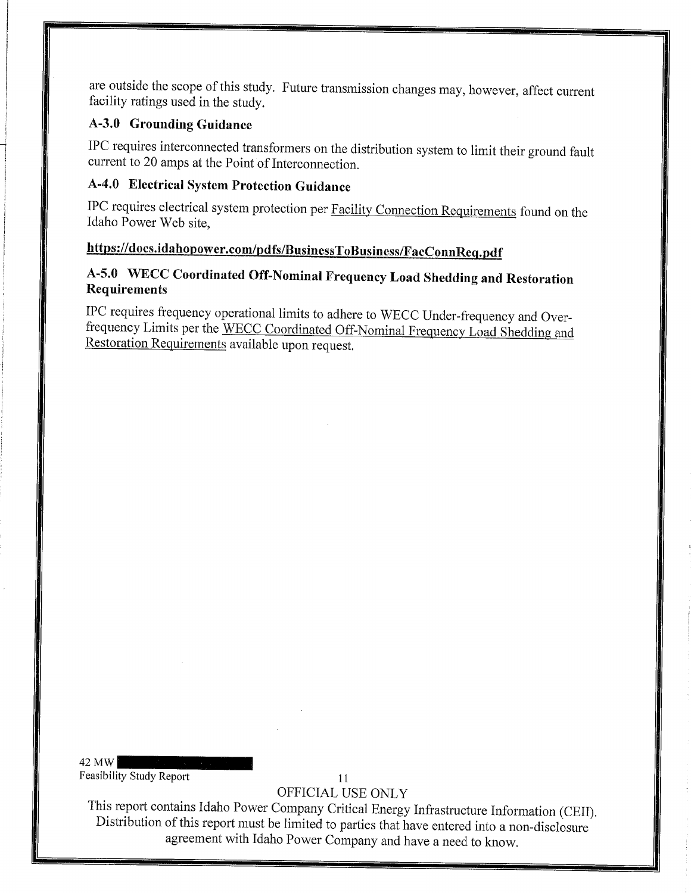are outside the scope of this study. Future transmission changes may, however, affect current facility ratings used in the study.

### A-3.0 Grounding Guidance

IPC requires interconnected transformers on the distribution system to limit their ground fault current to 20 amps at the Point of Interconnection.

### A-4.0 Electrical System Protection Guidance

IPC requires electrical system protection per Facility Connection Requirements found on the Idaho Power Web site,

**https://docs.idahopower.com/pdfs/BusinessToBusiness/FacConnReq.pdf**

### A-5.0 WECC Coordinated Off-Nominal Frequency Load Shedding and Restoration Requirements

IPC requires frequency operational limits to adhere to WECC Under-frequency and Over-frequency Limits per the WECC Coordinated Off-Nominal Frequency Load Shedding and Restoration Requirements available upon request.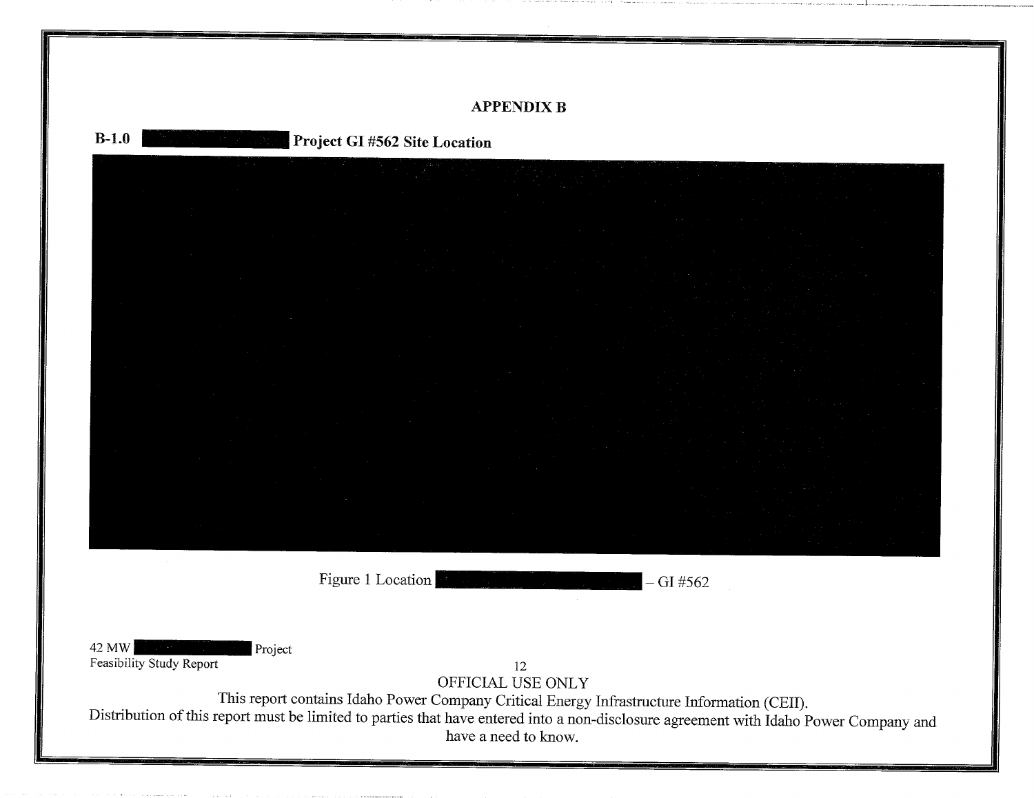## APPENDIX B

### B-1.0 Project GI #562 Site Location

Figure 1 Location – GI #562

OFFICIAL USE ONLY

This report contains Idaho Power Company Critical Energy Infrastructure Information (CEII).

Distribution of this report must be limited to parties that have entered into a non-disclosure agreement with Idaho Power Company and have a need to know.